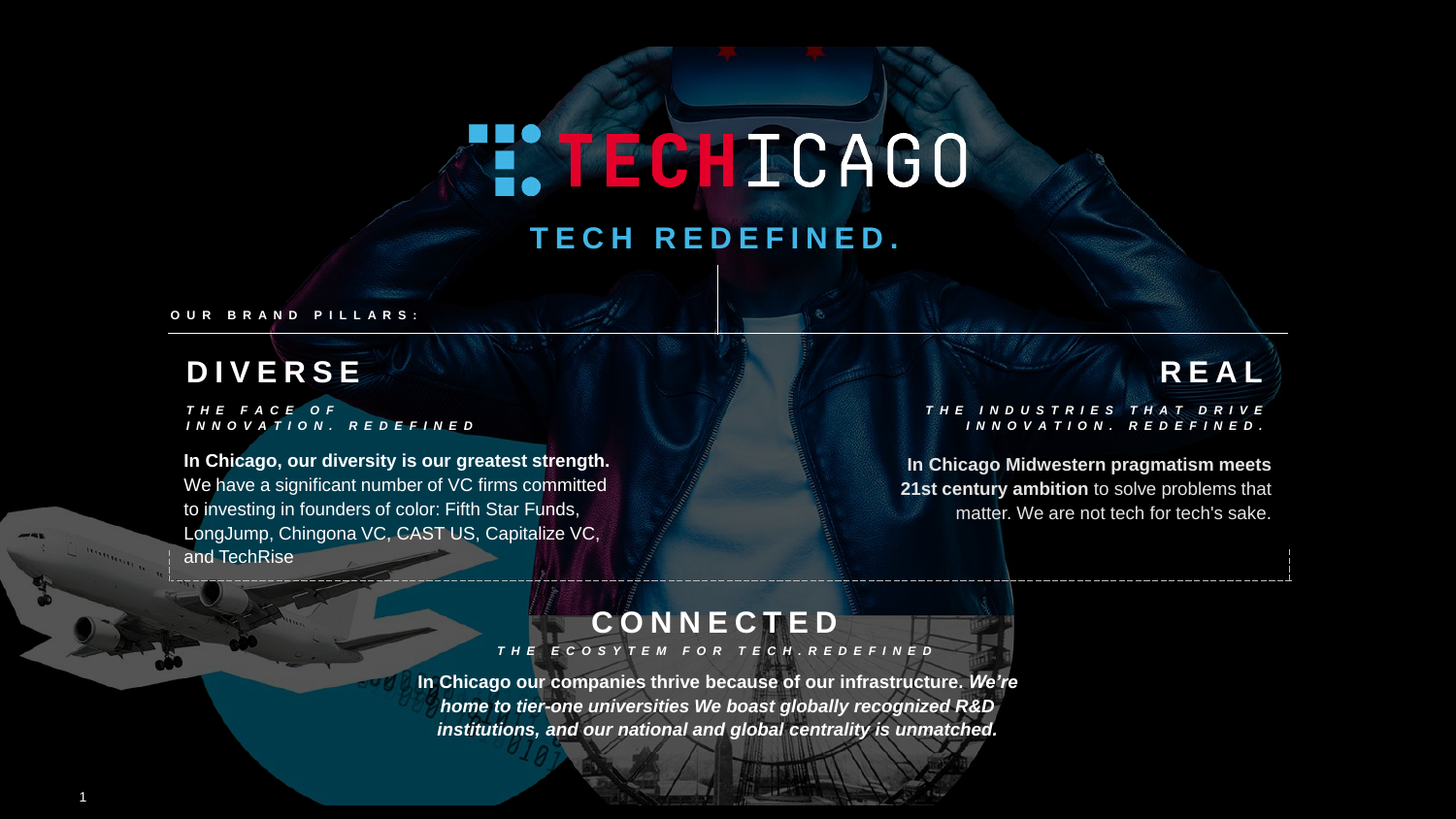# TECHICAGO

## TECH REDEFINED.

**OUR BRAND PILLARS:**

## DIVERSE

***THE FACE OF INNOVATION. REDEFINED***

**In Chicago, our diversity is our greatest strength.** We have a significant number of VC firms committed to investing in founders of color: Fifth Star Funds, LongJump, Chingona VC, CAST US, Capitalize VC, and TechRise

## REAL

***THE INDUSTRIES THAT DRIVE INNOVATION. REDEFINED.***

**In Chicago Midwestern pragmatism meets 21st century ambition** to solve problems that matter. We are not tech for tech's sake.

## CONNECTED

***THE ECOSYTEM FOR TECH.REDEFINED***

**In Chicago our companies thrive because of our infrastructure. *We're home to tier-one universities We boast globally recognized R&D institutions, and our national and global centrality is unmatched.***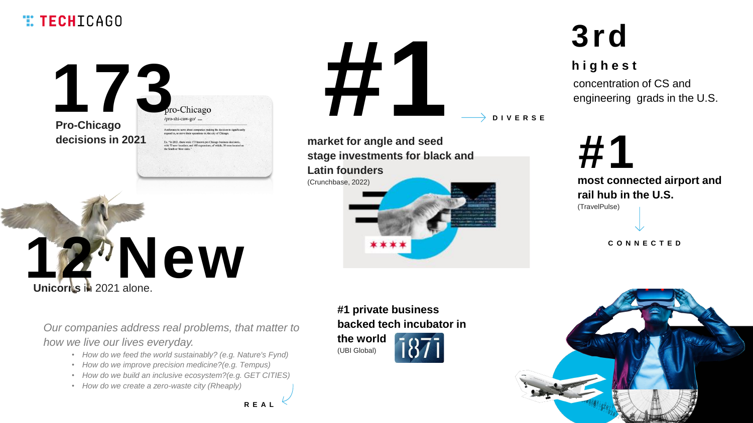TECHICAGO

# 173

**Pro-Chicago decisions in 2021**

pro-Chicago
/pro-shi-caw-go/

A reference to news about companies making the decision to significantly expand in, or move their operations to, the city of Chicago.

Ex. "In 2021, there were 173 known pro-Chicago business decisions, with 73 new locations, and 100 expansions, of which, 38 were located on the South or West sides."

# 12 New

**Unicorns** in 2021 alone.

*Our companies address real problems, that matter to how we live our lives everyday.*

- *How do we feed the world sustainably? (e.g. Nature's Fynd)*
- *How do we improve precision medicine?(e.g. Tempus)*
- *How do we build an inclusive ecosystem?(e.g. GET CITIES)*
- *How do we create a zero-waste city (Rheaply)*

REAL

# #1

**market for angle and seed stage investments for black and Latin founders**
(Crunchbase, 2022)

DIVERSE

**#1 private business backed tech incubator in the world**
(UBI Global)

1871

# 3rd

**highest**
concentration of CS and engineering grads in the U.S.

# #1

**most connected airport and rail hub in the U.S.**
(TravelPulse)

CONNECTED